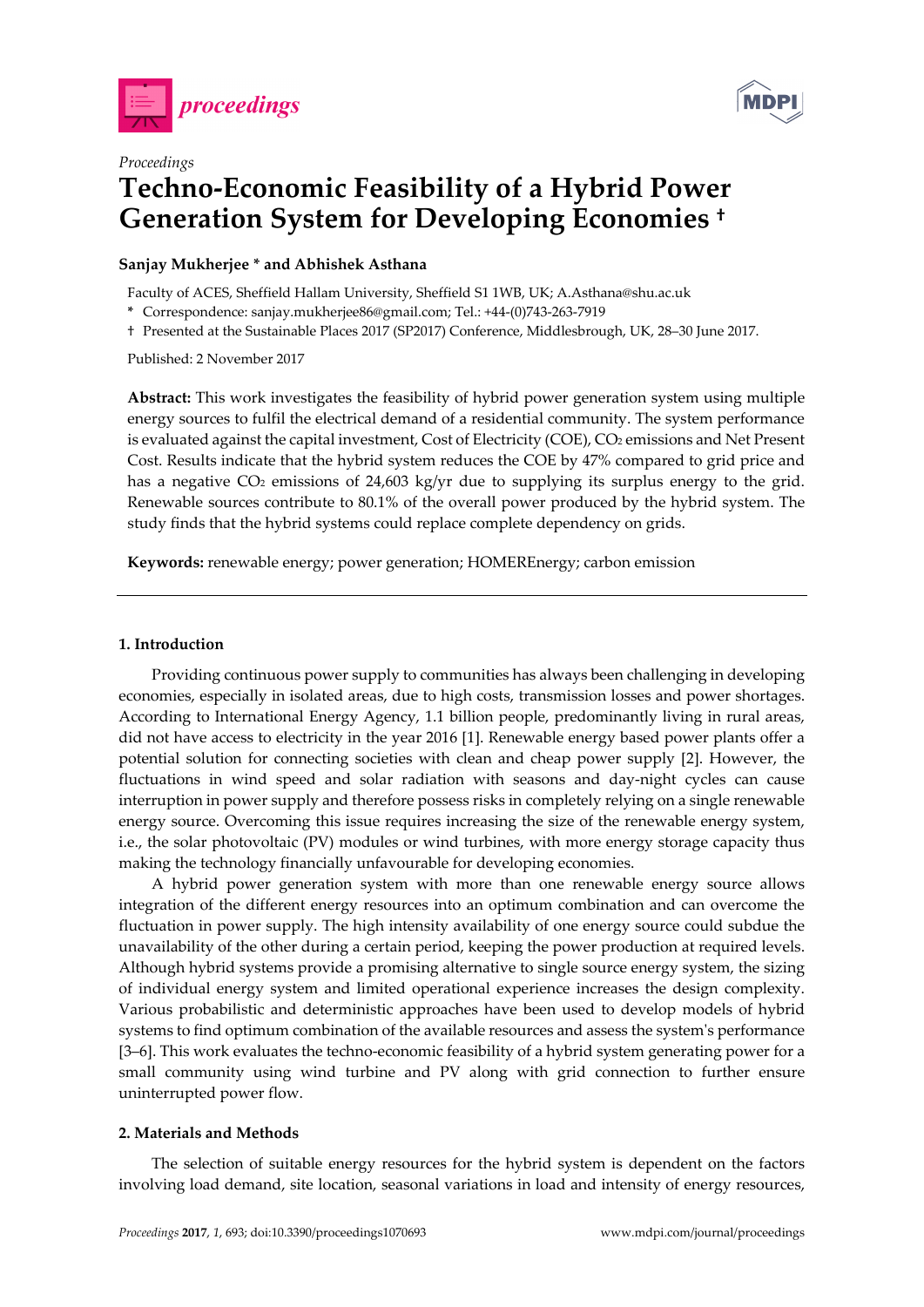*Proceedings*

# Techno-Economic Feasibility of a Hybrid Power Generation System for Developing Economies †

**Sanjay Mukherjee * and Abhishek Asthana**

Faculty of ACES, Sheffield Hallam University, Sheffield S1 1WB, UK; A.Asthana@shu.ac.uk

\* Correspondence: sanjay.mukherjee86@gmail.com; Tel.: +44-(0)743-263-7919

† Presented at the Sustainable Places 2017 (SP2017) Conference, Middlesbrough, UK, 28–30 June 2017.

Published: 2 November 2017

**Abstract:** This work investigates the feasibility of hybrid power generation system using multiple energy sources to fulfil the electrical demand of a residential community. The system performance is evaluated against the capital investment, Cost of Electricity (COE), $CO_2$ emissions and Net Present Cost. Results indicate that the hybrid system reduces the COE by 47% compared to grid price and has a negative $CO_2$ emissions of 24,603 kg/yr due to supplying its surplus energy to the grid. Renewable sources contribute to 80.1% of the overall power produced by the hybrid system. The study finds that the hybrid systems could replace complete dependency on grids.

**Keywords:** renewable energy; power generation; HOMEREnergy; carbon emission

## 1. Introduction

Providing continuous power supply to communities has always been challenging in developing economies, especially in isolated areas, due to high costs, transmission losses and power shortages. According to International Energy Agency, 1.1 billion people, predominantly living in rural areas, did not have access to electricity in the year 2016 [1]. Renewable energy based power plants offer a potential solution for connecting societies with clean and cheap power supply [2]. However, the fluctuations in wind speed and solar radiation with seasons and day-night cycles can cause interruption in power supply and therefore possess risks in completely relying on a single renewable energy source. Overcoming this issue requires increasing the size of the renewable energy system, i.e., the solar photovoltaic (PV) modules or wind turbines, with more energy storage capacity thus making the technology financially unfavourable for developing economies.

A hybrid power generation system with more than one renewable energy source allows integration of the different energy resources into an optimum combination and can overcome the fluctuation in power supply. The high intensity availability of one energy source could subdue the unavailability of the other during a certain period, keeping the power production at required levels. Although hybrid systems provide a promising alternative to single source energy system, the sizing of individual energy system and limited operational experience increases the design complexity. Various probabilistic and deterministic approaches have been used to develop models of hybrid systems to find optimum combination of the available resources and assess the system's performance [3–6]. This work evaluates the techno-economic feasibility of a hybrid system generating power for a small community using wind turbine and PV along with grid connection to further ensure uninterrupted power flow.

## 2. Materials and Methods

The selection of suitable energy resources for the hybrid system is dependent on the factors involving load demand, site location, seasonal variations in load and intensity of energy resources,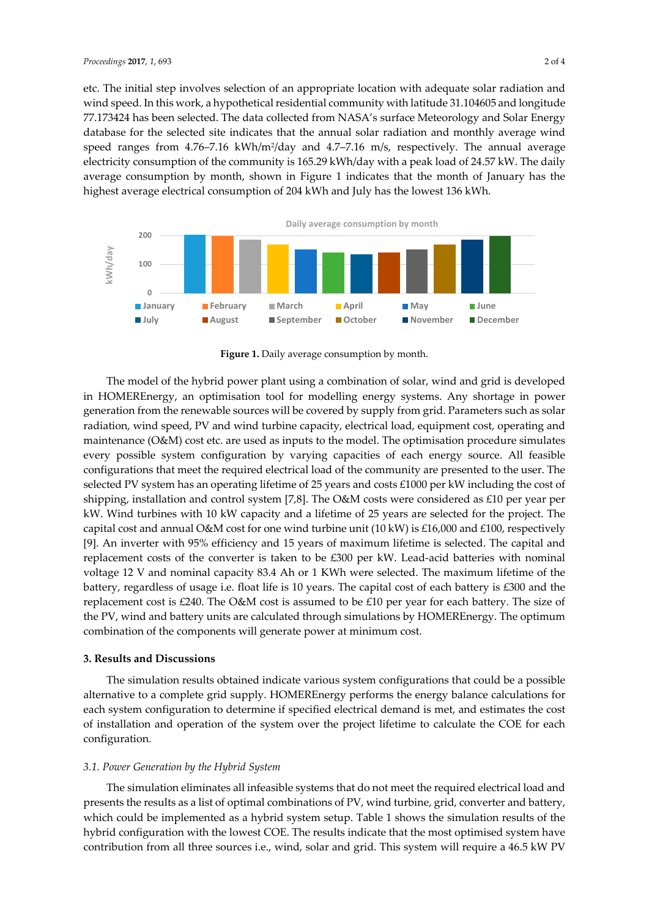etc. The initial step involves selection of an appropriate location with adequate solar radiation and wind speed. In this work, a hypothetical residential community with latitude 31.104605 and longitude 77.173424 has been selected. The data collected from NASA's surface Meteorology and Solar Energy database for the selected site indicates that the annual solar radiation and monthly average wind speed ranges from 4.76–7.16 kWh/m$^2$/day and 4.7–7.16 m/s, respectively. The annual average electricity consumption of the community is 165.29 kWh/day with a peak load of 24.57 kW. The daily average consumption by month, shown in Figure 1 indicates that the month of January has the highest average electrical consumption of 204 kWh and July has the lowest 136 kWh.

**Figure 1.** Daily average consumption by month.

The model of the hybrid power plant using a combination of solar, wind and grid is developed in HOMEREnergy, an optimisation tool for modelling energy systems. Any shortage in power generation from the renewable sources will be covered by supply from grid. Parameters such as solar radiation, wind speed, PV and wind turbine capacity, electrical load, equipment cost, operating and maintenance (O&M) cost etc. are used as inputs to the model. The optimisation procedure simulates every possible system configuration by varying capacities of each energy source. All feasible configurations that meet the required electrical load of the community are presented to the user. The selected PV system has an operating lifetime of 25 years and costs £1000 per kW including the cost of shipping, installation and control system [7,8]. The O&M costs were considered as £10 per year per kW. Wind turbines with 10 kW capacity and a lifetime of 25 years are selected for the project. The capital cost and annual O&M cost for one wind turbine unit (10 kW) is £16,000 and £100, respectively [9]. An inverter with 95% efficiency and 15 years of maximum lifetime is selected. The capital and replacement costs of the converter is taken to be £300 per kW. Lead-acid batteries with nominal voltage 12 V and nominal capacity 83.4 Ah or 1 KWh were selected. The maximum lifetime of the battery, regardless of usage i.e. float life is 10 years. The capital cost of each battery is £300 and the replacement cost is £240. The O&M cost is assumed to be £10 per year for each battery. The size of the PV, wind and battery units are calculated through simulations by HOMEREnergy. The optimum combination of the components will generate power at minimum cost.

## 3. Results and Discussions

The simulation results obtained indicate various system configurations that could be a possible alternative to a complete grid supply. HOMEREnergy performs the energy balance calculations for each system configuration to determine if specified electrical demand is met, and estimates the cost of installation and operation of the system over the project lifetime to calculate the COE for each configuration.

### 3.1. Power Generation by the Hybrid System

The simulation eliminates all infeasible systems that do not meet the required electrical load and presents the results as a list of optimal combinations of PV, wind turbine, grid, converter and battery, which could be implemented as a hybrid system setup. Table 1 shows the simulation results of the hybrid configuration with the lowest COE. The results indicate that the most optimised system have contribution from all three sources i.e., wind, solar and grid. This system will require a 46.5 kW PV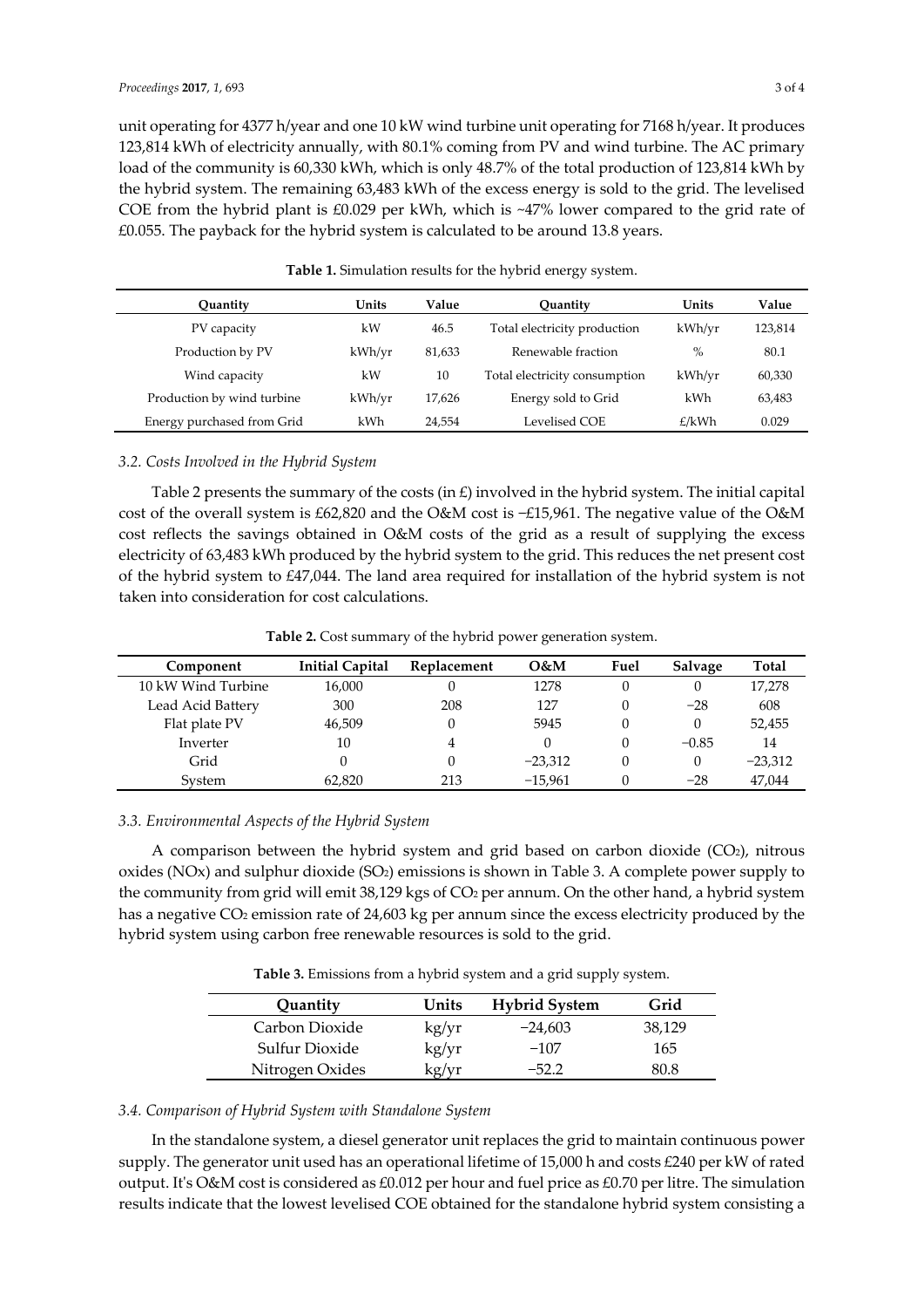unit operating for 4377 h/year and one 10 kW wind turbine unit operating for 7168 h/year. It produces 123,814 kWh of electricity annually, with 80.1% coming from PV and wind turbine. The AC primary load of the community is 60,330 kWh, which is only 48.7% of the total production of 123,814 kWh by the hybrid system. The remaining 63,483 kWh of the excess energy is sold to the grid. The levelised COE from the hybrid plant is £0.029 per kWh, which is ~47% lower compared to the grid rate of £0.055. The payback for the hybrid system is calculated to be around 13.8 years.

**Table 1.** Simulation results for the hybrid energy system.

| Quantity | Units | Value | Quantity | Units | Value |
|---|---|---|---|---|---|
| PV capacity | kW | 46.5 | Total electricity production | kWh/yr | 123,814 |
| Production by PV | kWh/yr | 81,633 | Renewable fraction | % | 80.1 |
| Wind capacity | kW | 10 | Total electricity consumption | kWh/yr | 60,330 |
| Production by wind turbine | kWh/yr | 17,626 | Energy sold to Grid | kWh | 63,483 |
| Energy purchased from Grid | kWh | 24,554 | Levelised COE | £/kWh | 0.029 |

### 3.2. Costs Involved in the Hybrid System

Table 2 presents the summary of the costs (in £) involved in the hybrid system. The initial capital cost of the overall system is £62,820 and the O&M cost is −£15,961. The negative value of the O&M cost reflects the savings obtained in O&M costs of the grid as a result of supplying the excess electricity of 63,483 kWh produced by the hybrid system to the grid. This reduces the net present cost of the hybrid system to £47,044. The land area required for installation of the hybrid system is not taken into consideration for cost calculations.

**Table 2.** Cost summary of the hybrid power generation system.

| Component | Initial Capital | Replacement | O&M | Fuel | Salvage | Total |
|---|---|---|---|---|---|---|
| 10 kW Wind Turbine | 16,000 | 0 | 1278 | 0 | 0 | 17,278 |
| Lead Acid Battery | 300 | 208 | 127 | 0 | −28 | 608 |
| Flat plate PV | 46,509 | 0 | 5945 | 0 | 0 | 52,455 |
| Inverter | 10 | 4 | 0 | 0 | −0.85 | 14 |
| Grid | 0 | 0 | −23,312 | 0 | 0 | −23,312 |
| System | 62,820 | 213 | −15,961 | 0 | −28 | 47,044 |

### 3.3. Environmental Aspects of the Hybrid System

A comparison between the hybrid system and grid based on carbon dioxide ($CO_2$), nitrous oxides (NOx) and sulphur dioxide ($SO_2$) emissions is shown in Table 3. A complete power supply to the community from grid will emit 38,129 kgs of $CO_2$ per annum. On the other hand, a hybrid system has a negative $CO_2$ emission rate of 24,603 kg per annum since the excess electricity produced by the hybrid system using carbon free renewable resources is sold to the grid.

**Table 3.** Emissions from a hybrid system and a grid supply system.

| Quantity | Units | Hybrid System | Grid |
|---|---|---|---|
| Carbon Dioxide | kg/yr | −24,603 | 38,129 |
| Sulfur Dioxide | kg/yr | −107 | 165 |
| Nitrogen Oxides | kg/yr | −52.2 | 80.8 |

### 3.4. Comparison of Hybrid System with Standalone System

In the standalone system, a diesel generator unit replaces the grid to maintain continuous power supply. The generator unit used has an operational lifetime of 15,000 h and costs £240 per kW of rated output. It's O&M cost is considered as £0.012 per hour and fuel price as £0.70 per litre. The simulation results indicate that the lowest levelised COE obtained for the standalone hybrid system consisting a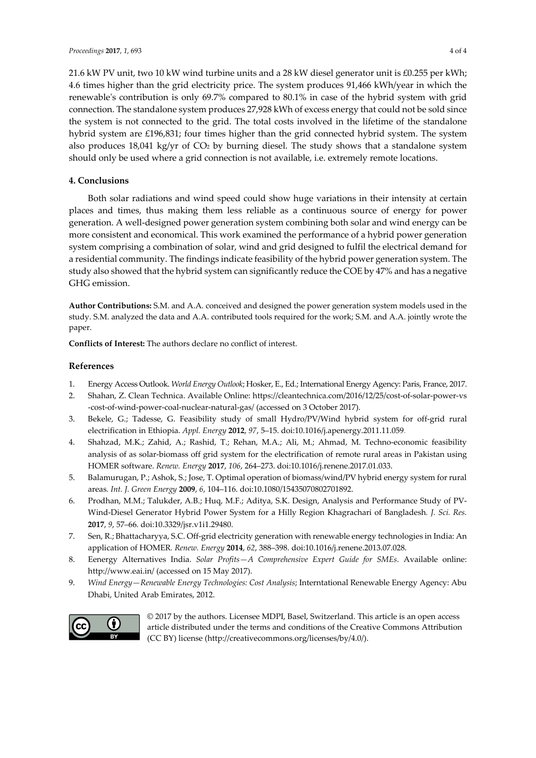21.6 kW PV unit, two 10 kW wind turbine units and a 28 kW diesel generator unit is £0.255 per kWh; 4.6 times higher than the grid electricity price. The system produces 91,466 kWh/year in which the renewable's contribution is only 69.7% compared to 80.1% in case of the hybrid system with grid connection. The standalone system produces 27,928 kWh of excess energy that could not be sold since the system is not connected to the grid. The total costs involved in the lifetime of the standalone hybrid system are £196,831; four times higher than the grid connected hybrid system. The system also produces 18,041 kg/yr of $CO_2$ by burning diesel. The study shows that a standalone system should only be used where a grid connection is not available, i.e. extremely remote locations.

## 4. Conclusions

Both solar radiations and wind speed could show huge variations in their intensity at certain places and times, thus making them less reliable as a continuous source of energy for power generation. A well-designed power generation system combining both solar and wind energy can be more consistent and economical. This work examined the performance of a hybrid power generation system comprising a combination of solar, wind and grid designed to fulfil the electrical demand for a residential community. The findings indicate feasibility of the hybrid power generation system. The study also showed that the hybrid system can significantly reduce the COE by 47% and has a negative GHG emission.

**Author Contributions:** S.M. and A.A. conceived and designed the power generation system models used in the study. S.M. analyzed the data and A.A. contributed tools required for the work; S.M. and A.A. jointly wrote the paper.

**Conflicts of Interest:** The authors declare no conflict of interest.

## References

1. Energy Access Outlook. *World Energy Outlook*; Hosker, E., Ed.; International Energy Agency: Paris, France, 2017.
2. Shahan, Z. Clean Technica. Available Online: https://cleantechnica.com/2016/12/25/cost-of-solar-power-vs-cost-of-wind-power-coal-nuclear-natural-gas/ (accessed on 3 October 2017).
3. Bekele, G.; Tadesse, G. Feasibility study of small Hydro/PV/Wind hybrid system for off-grid rural electrification in Ethiopia. *Appl. Energy* **2012**, *97*, 5–15. doi:10.1016/j.apenergy.2011.11.059.
4. Shahzad, M.K.; Zahid, A.; Rashid, T.; Rehan, M.A.; Ali, M.; Ahmad, M. Techno-economic feasibility analysis of as solar-biomass off grid system for the electrification of remote rural areas in Pakistan using HOMER software. *Renew. Energy* **2017**, *106*, 264–273. doi:10.1016/j.renene.2017.01.033.
5. Balamurugan, P.; Ashok, S.; Jose, T. Optimal operation of biomass/wind/PV hybrid energy system for rural areas. *Int. J. Green Energy* **2009**, *6*, 104–116. doi:10.1080/15435070802701892.
6. Prodhan, M.M.; Talukder, A.B.; Huq, M.F.; Aditya, S.K. Design, Analysis and Performance Study of PV-Wind-Diesel Generator Hybrid Power System for a Hilly Region Khagrachari of Bangladesh. *J. Sci. Res.* **2017**, *9*, 57–66. doi:10.3329/jsr.v1i1.29480.
7. Sen, R.; Bhattacharyya, S.C. Off-grid electricity generation with renewable energy technologies in India: An application of HOMER. *Renew. Energy* **2014**, *62*, 388–398. doi:10.1016/j.renene.2013.07.028.
8. Eenergy Alternatives India. *Solar Profits—A Comprehensive Expert Guide for SMEs*. Available online: http://www.eai.in/ (accessed on 15 May 2017).
9. *Wind Energy—Renewable Energy Technologies: Cost Analysis*; Interntational Renewable Energy Agency: Abu Dhabi, United Arab Emirates, 2012.

© 2017 by the authors. Licensee MDPI, Basel, Switzerland. This article is an open access article distributed under the terms and conditions of the Creative Commons Attribution (CC BY) license (http://creativecommons.org/licenses/by/4.0/).